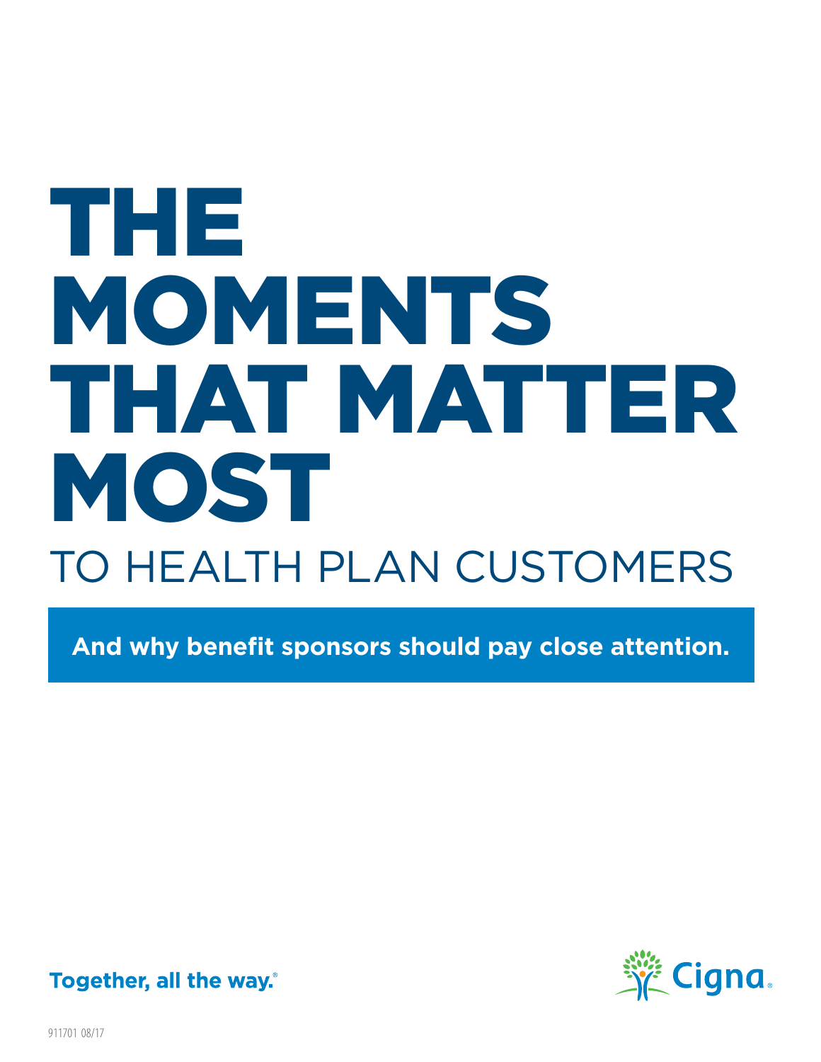# THE MOMENTS THAT MATTER MOST

## TO HEALTH PLAN CUSTOMERS

**And why benefit sponsors should pay close attention.**

**Together, all the way.®**

Cigna.

911701 08/17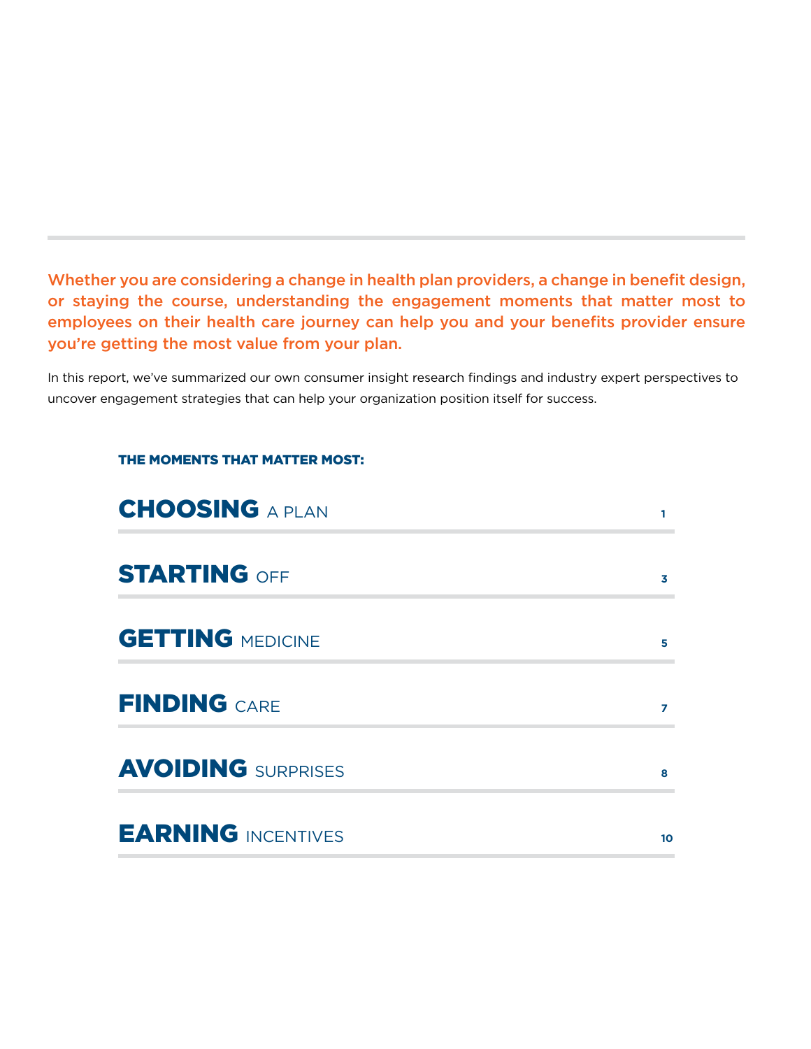**Whether you are considering a change in health plan providers, a change in benefit design, or staying the course, understanding the engagement moments that matter most to employees on their health care journey can help you and your benefits provider ensure you're getting the most value from your plan.**

In this report, we've summarized our own consumer insight research findings and industry expert perspectives to uncover engagement strategies that can help your organization position itself for success.

## THE MOMENTS THAT MATTER MOST:

| | |
|---|---|
| **CHOOSING** A PLAN | 1 |
| **STARTING** OFF | 3 |
| **GETTING** MEDICINE | 5 |
| **FINDING** CARE | 7 |
| **AVOIDING** SURPRISES | 8 |
| **EARNING** INCENTIVES | 10 |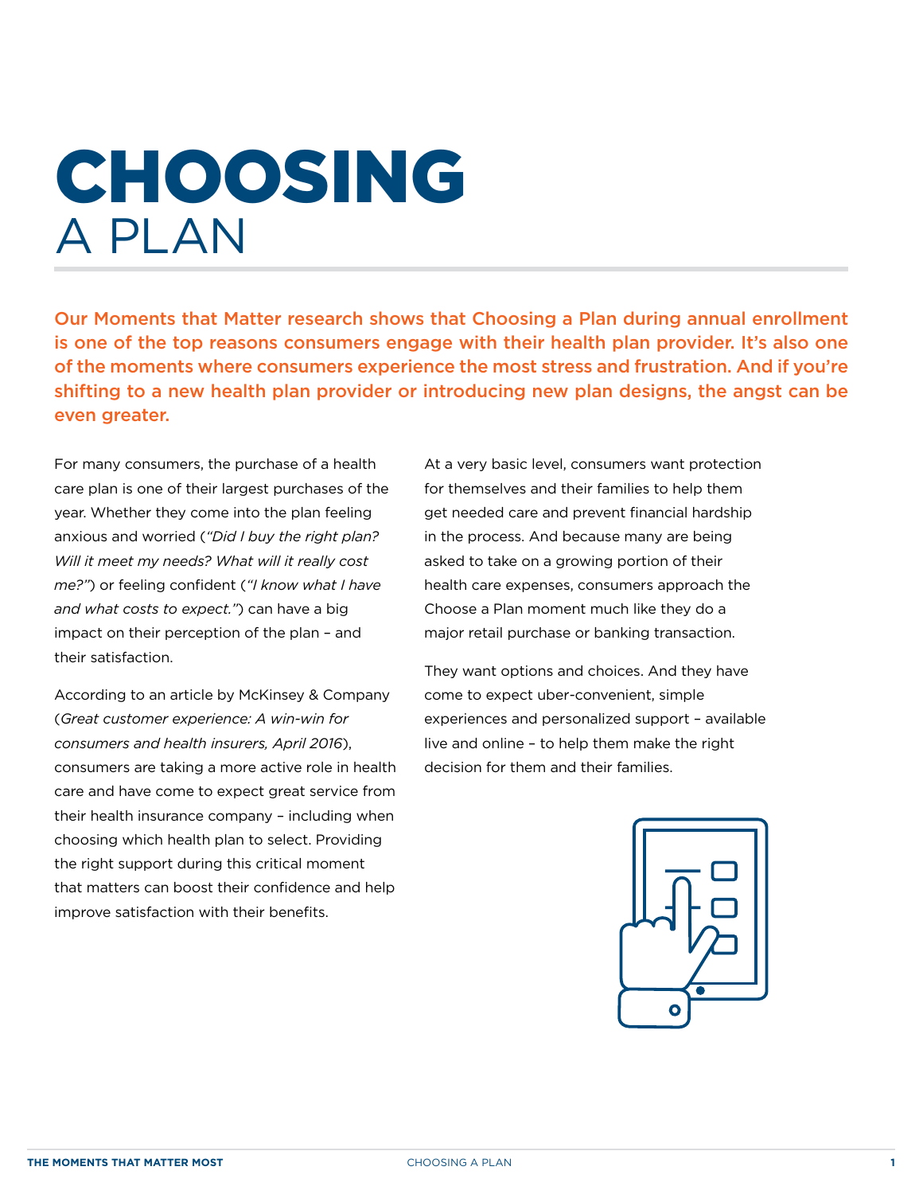# CHOOSING A PLAN

**Our Moments that Matter research shows that Choosing a Plan during annual enrollment is one of the top reasons consumers engage with their health plan provider. It's also one of the moments where consumers experience the most stress and frustration. And if you're shifting to a new health plan provider or introducing new plan designs, the angst can be even greater.**

For many consumers, the purchase of a health care plan is one of their largest purchases of the year. Whether they come into the plan feeling anxious and worried (*"Did I buy the right plan? Will it meet my needs? What will it really cost me?"*) or feeling confident (*"I know what I have and what costs to expect."*) can have a big impact on their perception of the plan – and their satisfaction.

According to an article by McKinsey & Company (*Great customer experience: A win-win for consumers and health insurers, April 2016*), consumers are taking a more active role in health care and have come to expect great service from their health insurance company – including when choosing which health plan to select. Providing the right support during this critical moment that matters can boost their confidence and help improve satisfaction with their benefits.

At a very basic level, consumers want protection for themselves and their families to help them get needed care and prevent financial hardship in the process. And because many are being asked to take on a growing portion of their health care expenses, consumers approach the Choose a Plan moment much like they do a major retail purchase or banking transaction.

They want options and choices. And they have come to expect uber-convenient, simple experiences and personalized support – available live and online – to help them make the right decision for them and their families.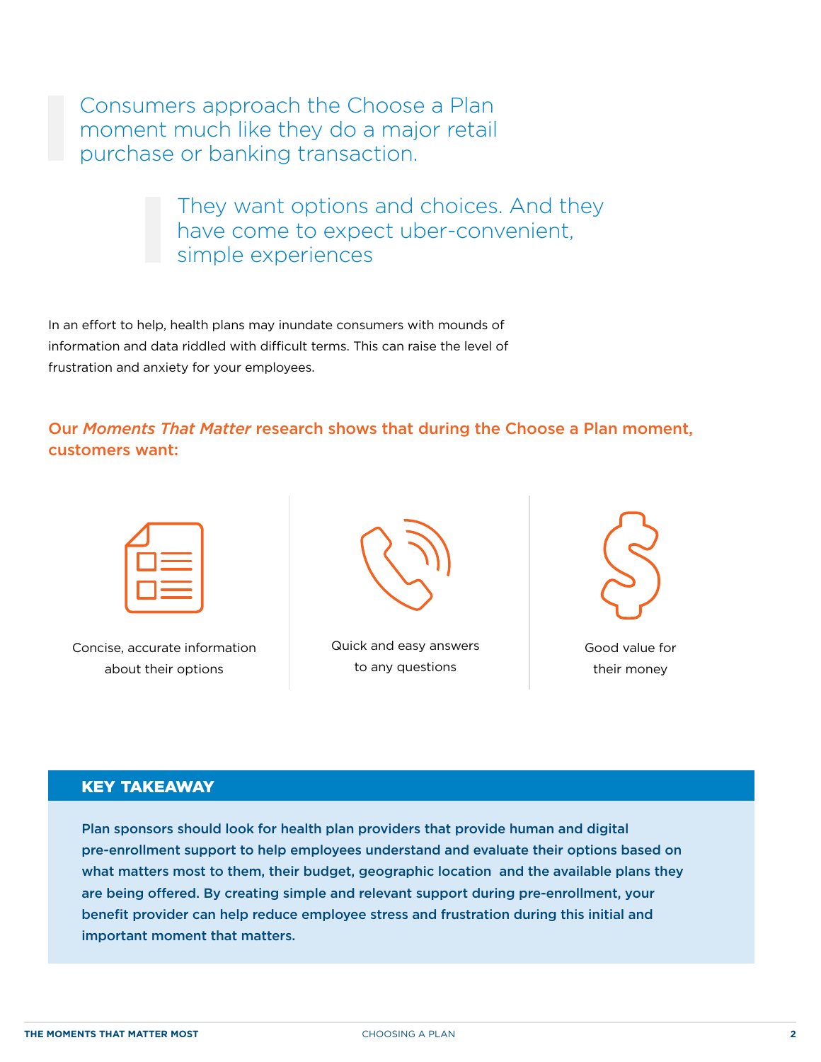> Consumers approach the Choose a Plan moment much like they do a major retail purchase or banking transaction.

> They want options and choices. And they have come to expect uber-convenient, simple experiences

In an effort to help, health plans may inundate consumers with mounds of information and data riddled with difficult terms. This can raise the level of frustration and anxiety for your employees.

### Our *Moments That Matter* research shows that during the Choose a Plan moment, customers want:

- Concise, accurate information about their options
- Quick and easy answers to any questions
- Good value for their money

## KEY TAKEAWAY

**Plan sponsors should look for health plan providers that provide human and digital pre-enrollment support to help employees understand and evaluate their options based on what matters most to them, their budget, geographic location and the available plans they are being offered. By creating simple and relevant support during pre-enrollment, your benefit provider can help reduce employee stress and frustration during this initial and important moment that matters.**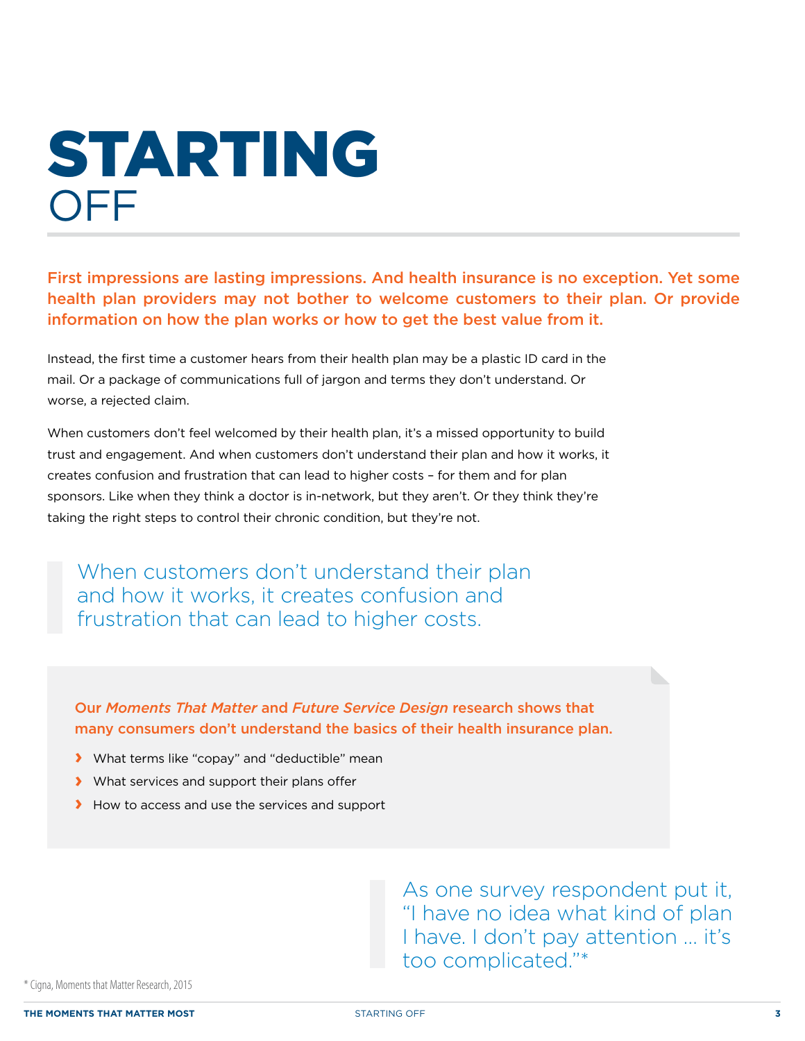# STARTING OFF

**First impressions are lasting impressions. And health insurance is no exception. Yet some health plan providers may not bother to welcome customers to their plan. Or provide information on how the plan works or how to get the best value from it.**

Instead, the first time a customer hears from their health plan may be a plastic ID card in the mail. Or a package of communications full of jargon and terms they don't understand. Or worse, a rejected claim.

When customers don't feel welcomed by their health plan, it's a missed opportunity to build trust and engagement. And when customers don't understand their plan and how it works, it creates confusion and frustration that can lead to higher costs – for them and for plan sponsors. Like when they think a doctor is in-network, but they aren't. Or they think they're taking the right steps to control their chronic condition, but they're not.

> When customers don't understand their plan and how it works, it creates confusion and frustration that can lead to higher costs.

**Our *Moments That Matter* and *Future Service Design* research shows that many consumers don't understand the basics of their health insurance plan.**

- What terms like "copay" and "deductible" mean
- What services and support their plans offer
- How to access and use the services and support

> As one survey respondent put it, "I have no idea what kind of plan I have. I don't pay attention … it's too complicated."*

* Cigna, Moments that Matter Research, 2015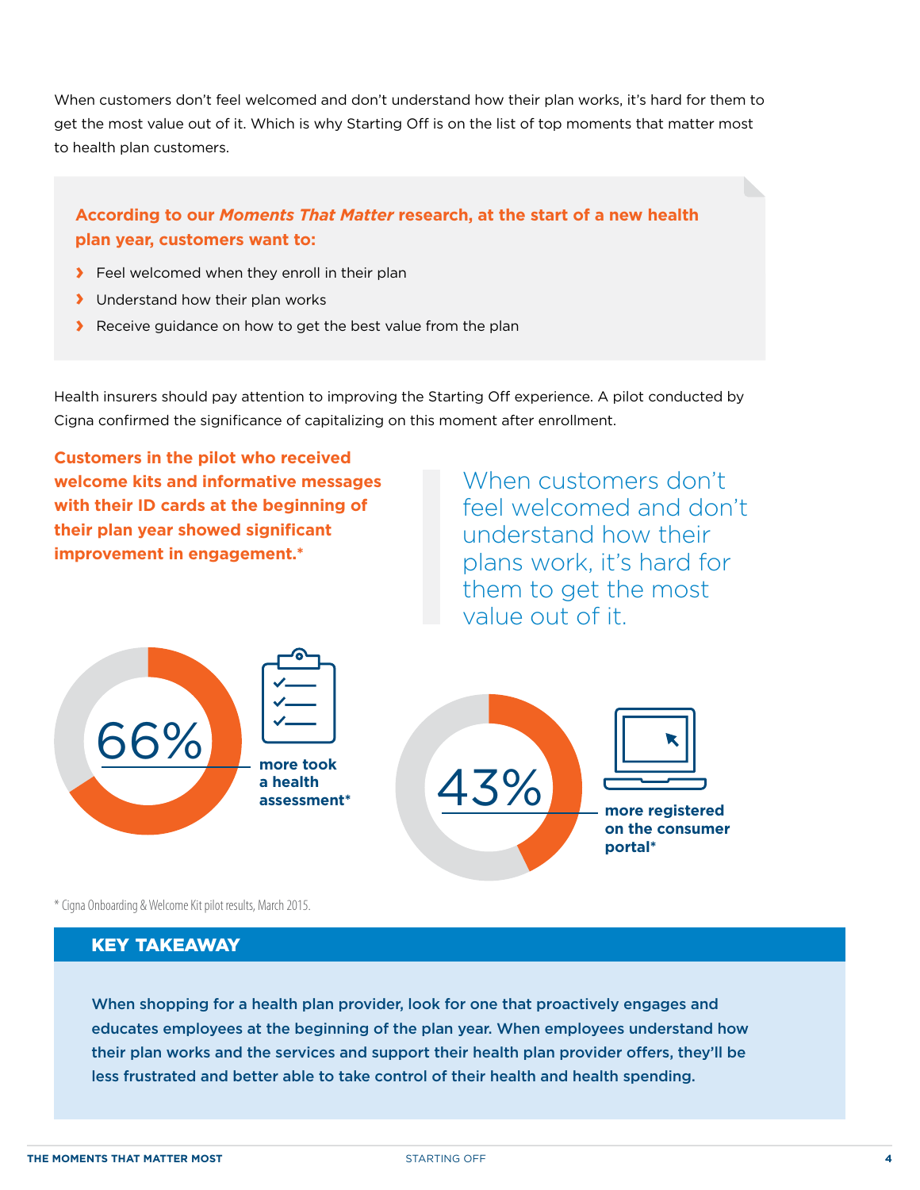When customers don't feel welcomed and don't understand how their plan works, it's hard for them to get the most value out of it. Which is why Starting Off is on the list of top moments that matter most to health plan customers.

**According to our *Moments That Matter* research, at the start of a new health plan year, customers want to:**

- Feel welcomed when they enroll in their plan
- Understand how their plan works
- Receive guidance on how to get the best value from the plan

Health insurers should pay attention to improving the Starting Off experience. A pilot conducted by Cigna confirmed the significance of capitalizing on this moment after enrollment.

**Customers in the pilot who received welcome kits and informative messages with their ID cards at the beginning of their plan year showed significant improvement in engagement.***

> When customers don't feel welcomed and don't understand how their plans work, it's hard for them to get the most value out of it.

**66%** **more took a health assessment***

**43%** **more registered on the consumer portal***

* Cigna Onboarding & Welcome Kit pilot results, March 2015.

## KEY TAKEAWAY

**When shopping for a health plan provider, look for one that proactively engages and educates employees at the beginning of the plan year. When employees understand how their plan works and the services and support their health plan provider offers, they'll be less frustrated and better able to take control of their health and health spending.**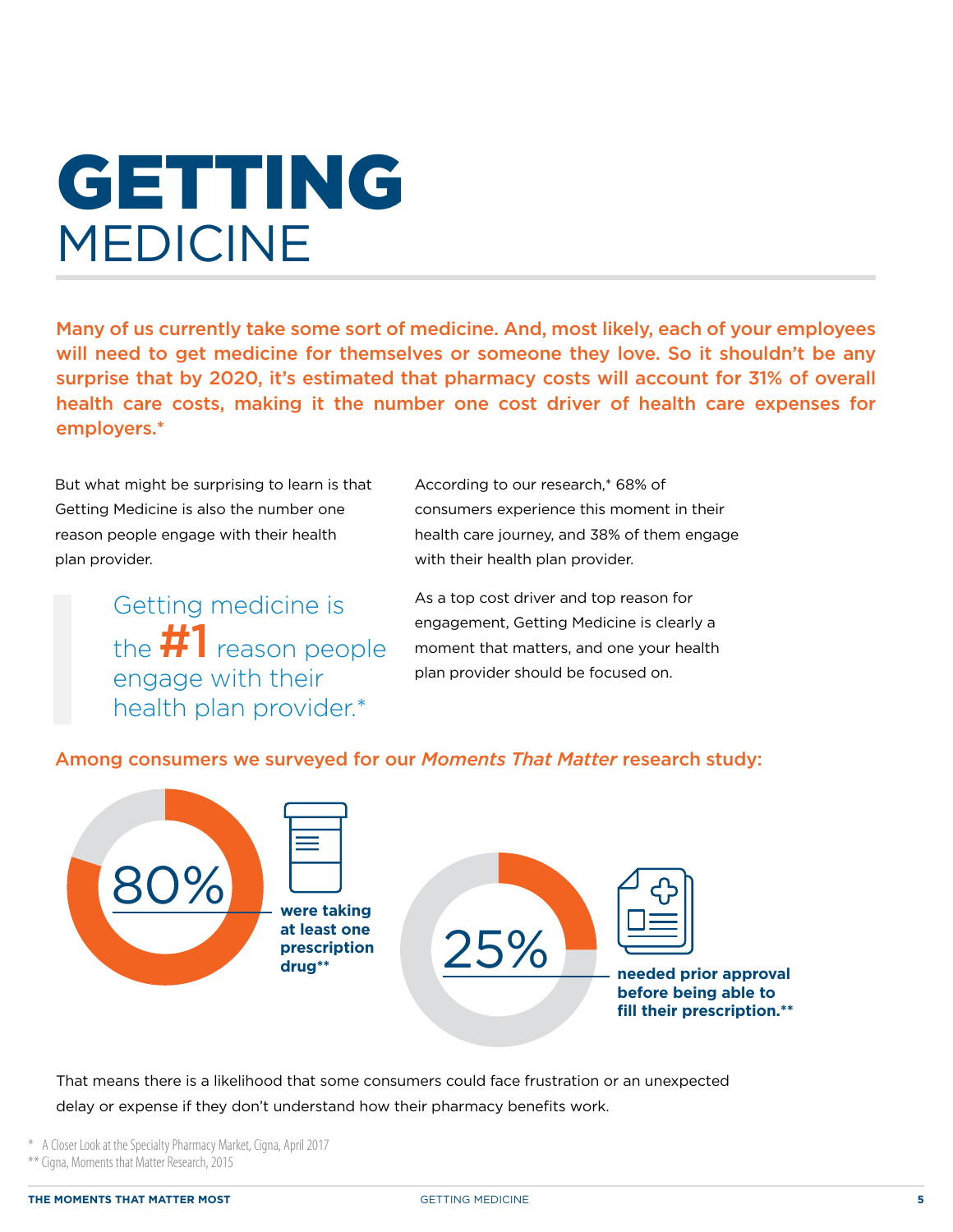# GETTING MEDICINE

**Many of us currently take some sort of medicine. And, most likely, each of your employees will need to get medicine for themselves or someone they love. So it shouldn't be any surprise that by 2020, it's estimated that pharmacy costs will account for 31% of overall health care costs, making it the number one cost driver of health care expenses for employers.***

But what might be surprising to learn is that Getting Medicine is also the number one reason people engage with their health plan provider.

> Getting medicine is the **#1** reason people engage with their health plan provider.*

According to our research,* 68% of consumers experience this moment in their health care journey, and 38% of them engage with their health plan provider.

As a top cost driver and top reason for engagement, Getting Medicine is clearly a moment that matters, and one your health plan provider should be focused on.

## Among consumers we surveyed for our *Moments That Matter* research study:

80% **were taking at least one prescription drug****

25% **needed prior approval before being able to fill their prescription.****

That means there is a likelihood that some consumers could face frustration or an unexpected delay or expense if they don't understand how their pharmacy benefits work.

\* A Closer Look at the Specialty Pharmacy Market, Cigna, April 2017

\*\* Cigna, Moments that Matter Research, 2015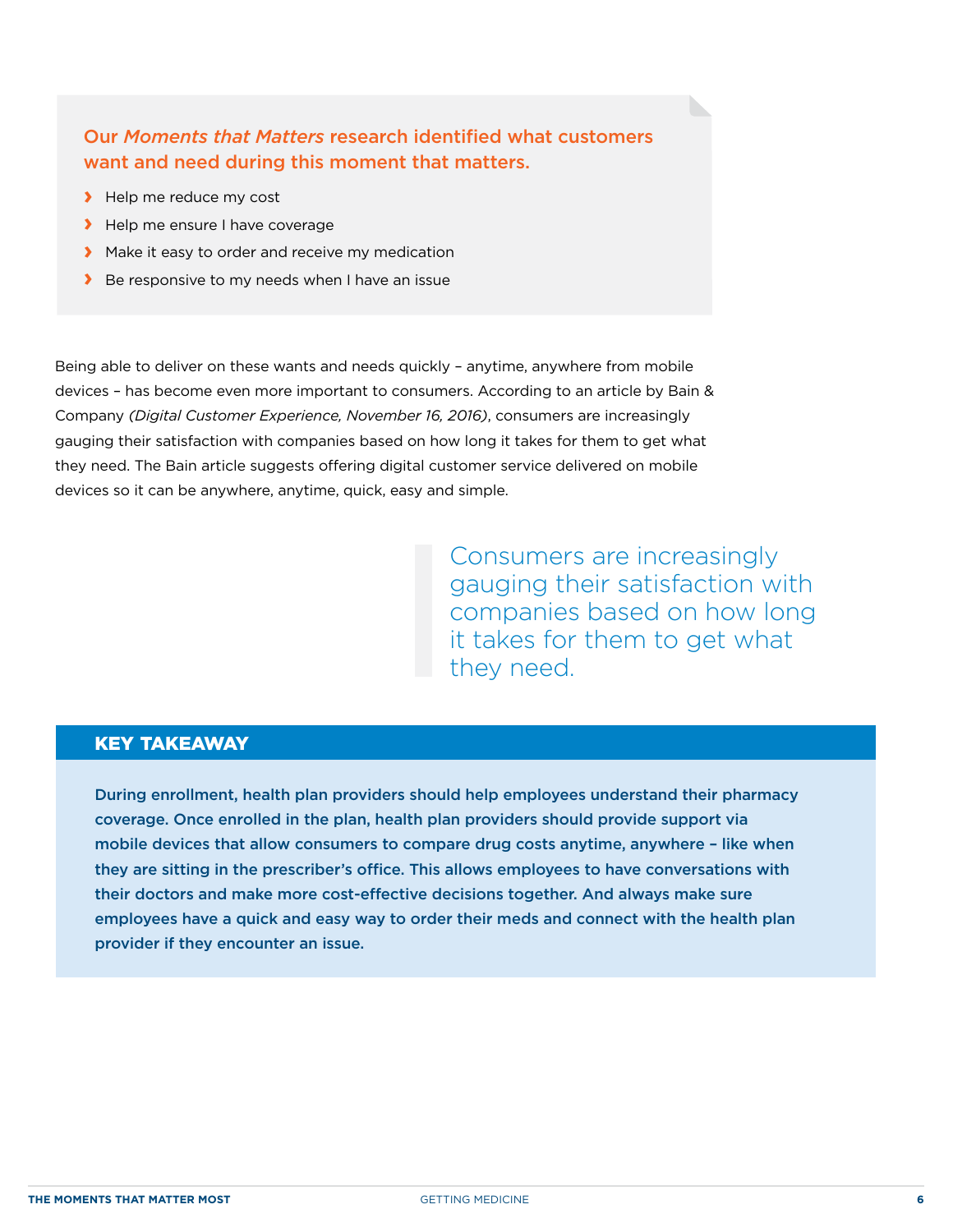**Our *Moments that Matters* research identified what customers want and need during this moment that matters.**

- Help me reduce my cost
- Help me ensure I have coverage
- Make it easy to order and receive my medication
- Be responsive to my needs when I have an issue

Being able to deliver on these wants and needs quickly – anytime, anywhere from mobile devices – has become even more important to consumers. According to an article by Bain & Company *(Digital Customer Experience, November 16, 2016)*, consumers are increasingly gauging their satisfaction with companies based on how long it takes for them to get what they need. The Bain article suggests offering digital customer service delivered on mobile devices so it can be anywhere, anytime, quick, easy and simple.

> Consumers are increasingly gauging their satisfaction with companies based on how long it takes for them to get what they need.

## KEY TAKEAWAY

**During enrollment, health plan providers should help employees understand their pharmacy coverage. Once enrolled in the plan, health plan providers should provide support via mobile devices that allow consumers to compare drug costs anytime, anywhere – like when they are sitting in the prescriber's office. This allows employees to have conversations with their doctors and make more cost-effective decisions together. And always make sure employees have a quick and easy way to order their meds and connect with the health plan provider if they encounter an issue.**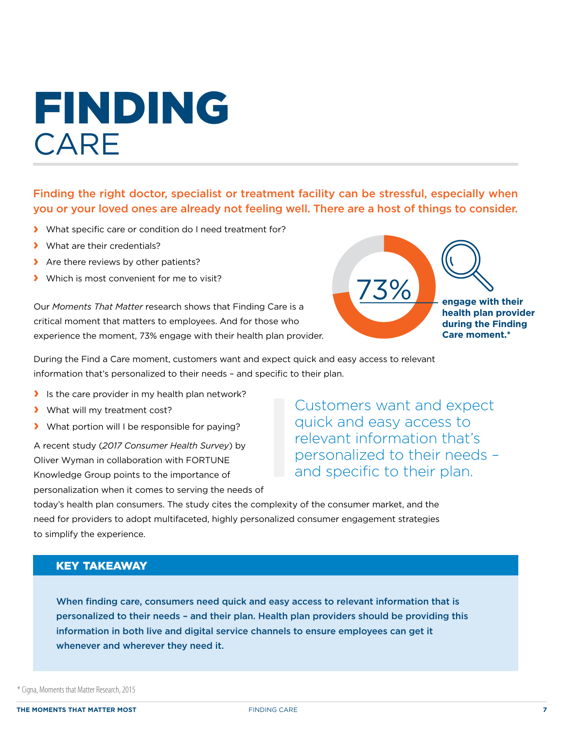# FINDING CARE

**Finding the right doctor, specialist or treatment facility can be stressful, especially when you or your loved ones are already not feeling well. There are a host of things to consider.**

- What specific care or condition do I need treatment for?
- What are their credentials?
- Are there reviews by other patients?
- Which is most convenient for me to visit?

Our *Moments That Matter* research shows that Finding Care is a critical moment that matters to employees. And for those who experience the moment, 73% engage with their health plan provider.

73% **engage with their health plan provider during the Finding Care moment.***

During the Find a Care moment, customers want and expect quick and easy access to relevant information that's personalized to their needs – and specific to their plan.

- Is the care provider in my health plan network?
- What will my treatment cost?
- What portion will I be responsible for paying?

> Customers want and expect quick and easy access to relevant information that's personalized to their needs – and specific to their plan.

A recent study (*2017 Consumer Health Survey*) by Oliver Wyman in collaboration with FORTUNE Knowledge Group points to the importance of personalization when it comes to serving the needs of today's health plan consumers. The study cites the complexity of the consumer market, and the need for providers to adopt multifaceted, highly personalized consumer engagement strategies to simplify the experience.

## KEY TAKEAWAY

**When finding care, consumers need quick and easy access to relevant information that is personalized to their needs – and their plan. Health plan providers should be providing this information in both live and digital service channels to ensure employees can get it whenever and wherever they need it.**

* Cigna, Moments that Matter Research, 2015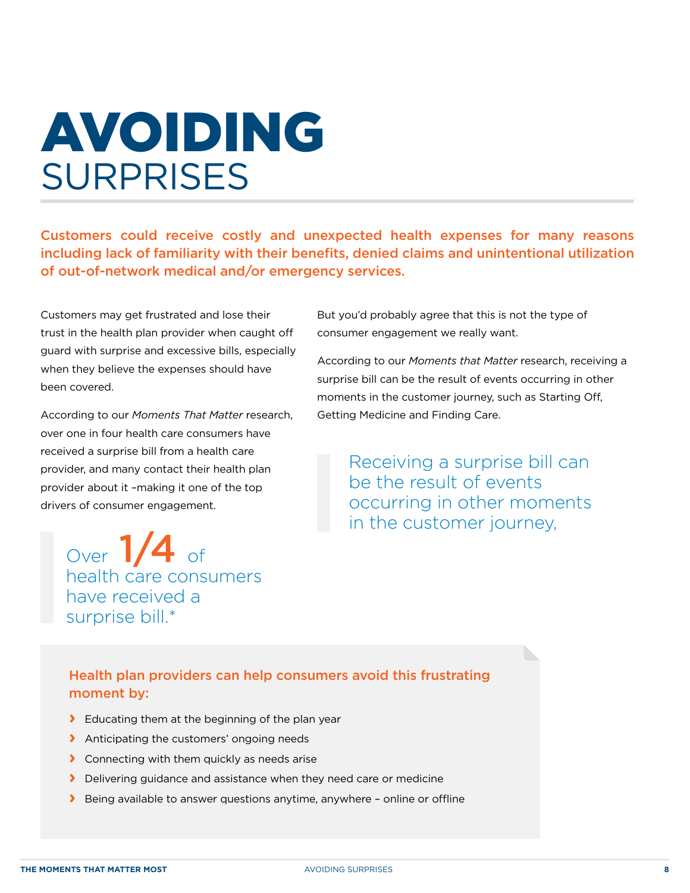# AVOIDING SURPRISES

**Customers could receive costly and unexpected health expenses for many reasons including lack of familiarity with their benefits, denied claims and unintentional utilization of out-of-network medical and/or emergency services.**

Customers may get frustrated and lose their trust in the health plan provider when caught off guard with surprise and excessive bills, especially when they believe the expenses should have been covered.

According to our *Moments That Matter* research, over one in four health care consumers have received a surprise bill from a health care provider, and many contact their health plan provider about it –making it one of the top drivers of consumer engagement.

> Over **1/4** of health care consumers have received a surprise bill.*

But you'd probably agree that this is not the type of consumer engagement we really want.

According to our *Moments that Matter* research, receiving a surprise bill can be the result of events occurring in other moments in the customer journey, such as Starting Off, Getting Medicine and Finding Care.

> Receiving a surprise bill can be the result of events occurring in other moments in the customer journey,

**Health plan providers can help consumers avoid this frustrating moment by:**

- Educating them at the beginning of the plan year
- Anticipating the customers' ongoing needs
- Connecting with them quickly as needs arise
- Delivering guidance and assistance when they need care or medicine
- Being available to answer questions anytime, anywhere – online or offline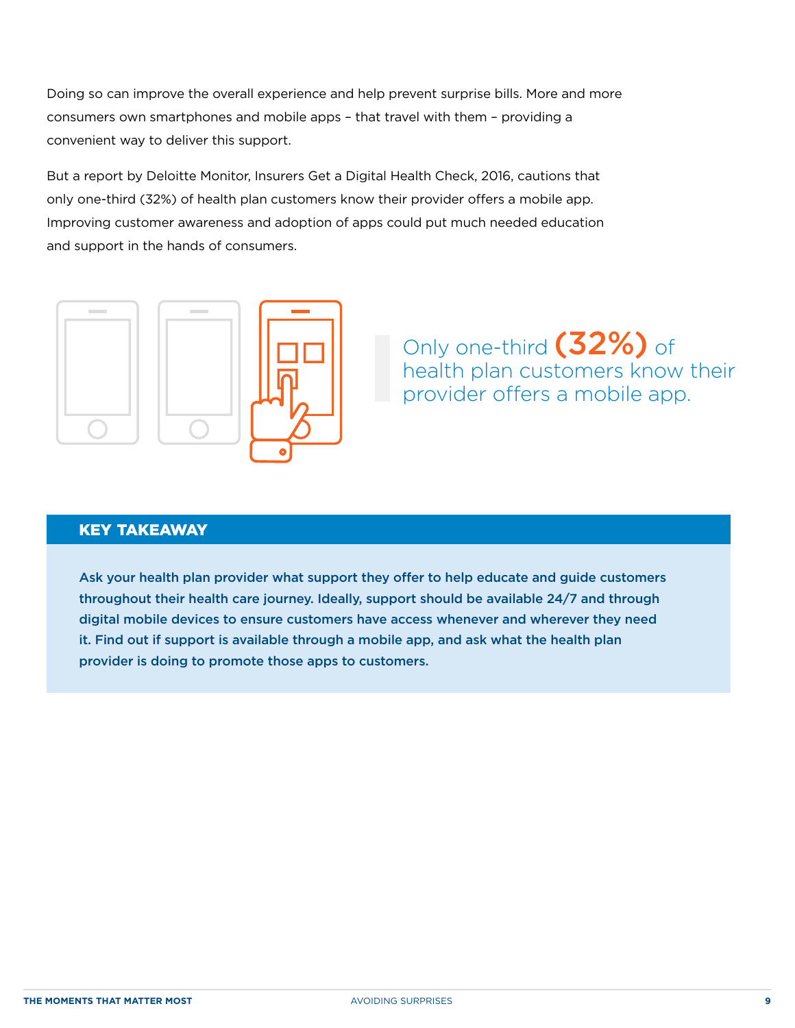Doing so can improve the overall experience and help prevent surprise bills. More and more consumers own smartphones and mobile apps – that travel with them – providing a convenient way to deliver this support.

But a report by Deloitte Monitor, Insurers Get a Digital Health Check, 2016, cautions that only one-third (32%) of health plan customers know their provider offers a mobile app. Improving customer awareness and adoption of apps could put much needed education and support in the hands of consumers.

> Only one-third **(32%)** of health plan customers know their provider offers a mobile app.

## KEY TAKEAWAY

**Ask your health plan provider what support they offer to help educate and guide customers throughout their health care journey. Ideally, support should be available 24/7 and through digital mobile devices to ensure customers have access whenever and wherever they need it. Find out if support is available through a mobile app, and ask what the health plan provider is doing to promote those apps to customers.**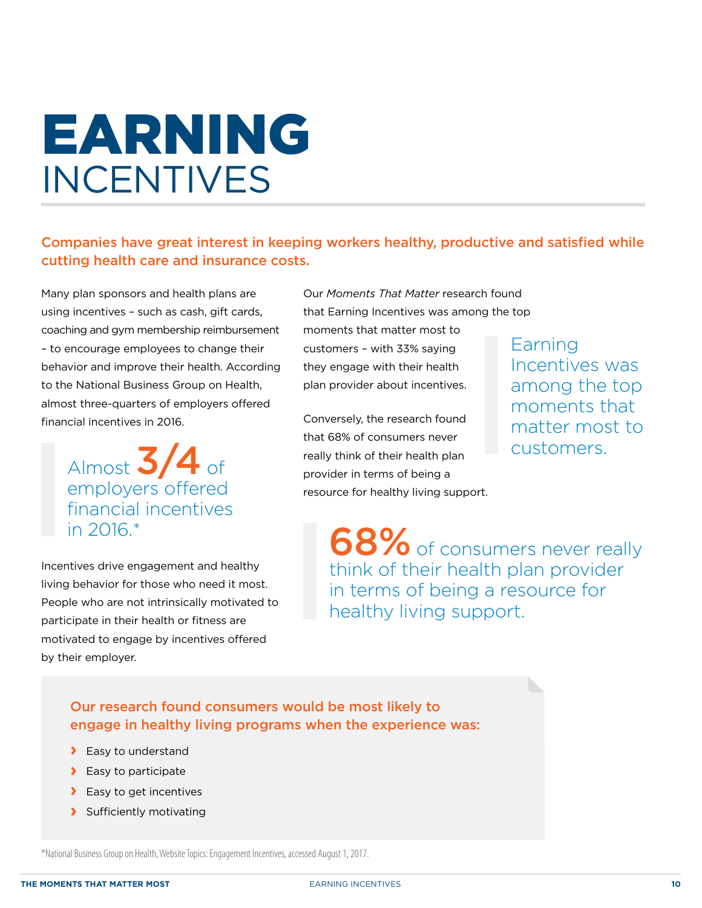# EARNING INCENTIVES

**Companies have great interest in keeping workers healthy, productive and satisfied while cutting health care and insurance costs.**

Many plan sponsors and health plans are using incentives – such as cash, gift cards, coaching and gym membership reimbursement – to encourage employees to change their behavior and improve their health. According to the National Business Group on Health, almost three-quarters of employers offered financial incentives in 2016.

> Almost **3/4** of employers offered financial incentives in 2016.*

Incentives drive engagement and healthy living behavior for those who need it most. People who are not intrinsically motivated to participate in their health or fitness are motivated to engage by incentives offered by their employer.

Our *Moments That Matter* research found that Earning Incentives was among the top moments that matter most to customers – with 33% saying they engage with their health plan provider about incentives.

> Earning Incentives was among the top moments that matter most to customers.

Conversely, the research found that 68% of consumers never really think of their health plan provider in terms of being a resource for healthy living support.

> **68%** of consumers never really think of their health plan provider in terms of being a resource for healthy living support.

**Our research found consumers would be most likely to engage in healthy living programs when the experience was:**

- Easy to understand
- Easy to participate
- Easy to get incentives
- Sufficiently motivating

*National Business Group on Health, Website Topics: Engagement Incentives, accessed August 1, 2017.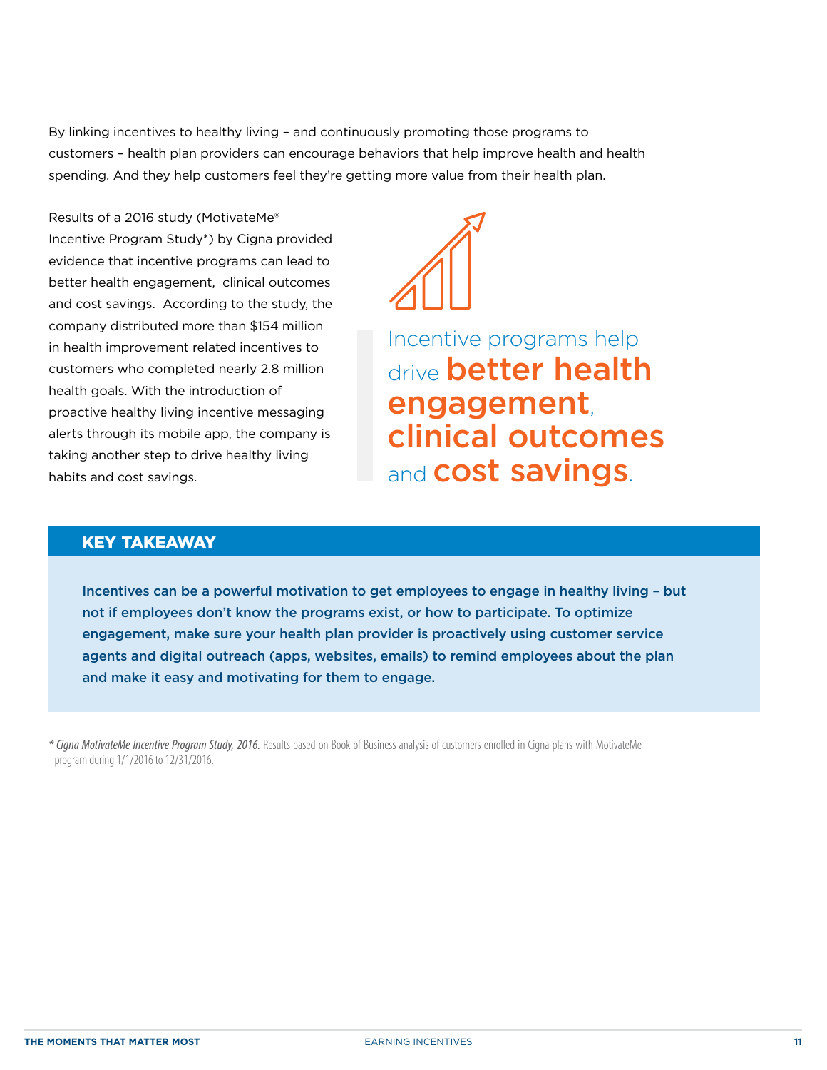By linking incentives to healthy living – and continuously promoting those programs to customers – health plan providers can encourage behaviors that help improve health and health spending. And they help customers feel they're getting more value from their health plan.

Results of a 2016 study (MotivateMe® Incentive Program Study*) by Cigna provided evidence that incentive programs can lead to better health engagement, clinical outcomes and cost savings. According to the study, the company distributed more than $154 million in health improvement related incentives to customers who completed nearly 2.8 million health goals. With the introduction of proactive healthy living incentive messaging alerts through its mobile app, the company is taking another step to drive healthy living habits and cost savings.

> Incentive programs help drive **better health engagement**, **clinical outcomes** and **cost savings**.

## KEY TAKEAWAY

**Incentives can be a powerful motivation to get employees to engage in healthy living – but not if employees don't know the programs exist, or how to participate. To optimize engagement, make sure your health plan provider is proactively using customer service agents and digital outreach (apps, websites, emails) to remind employees about the plan and make it easy and motivating for them to engage.**

\* *Cigna MotivateMe Incentive Program Study, 2016.* Results based on Book of Business analysis of customers enrolled in Cigna plans with MotivateMe program during 1/1/2016 to 12/31/2016.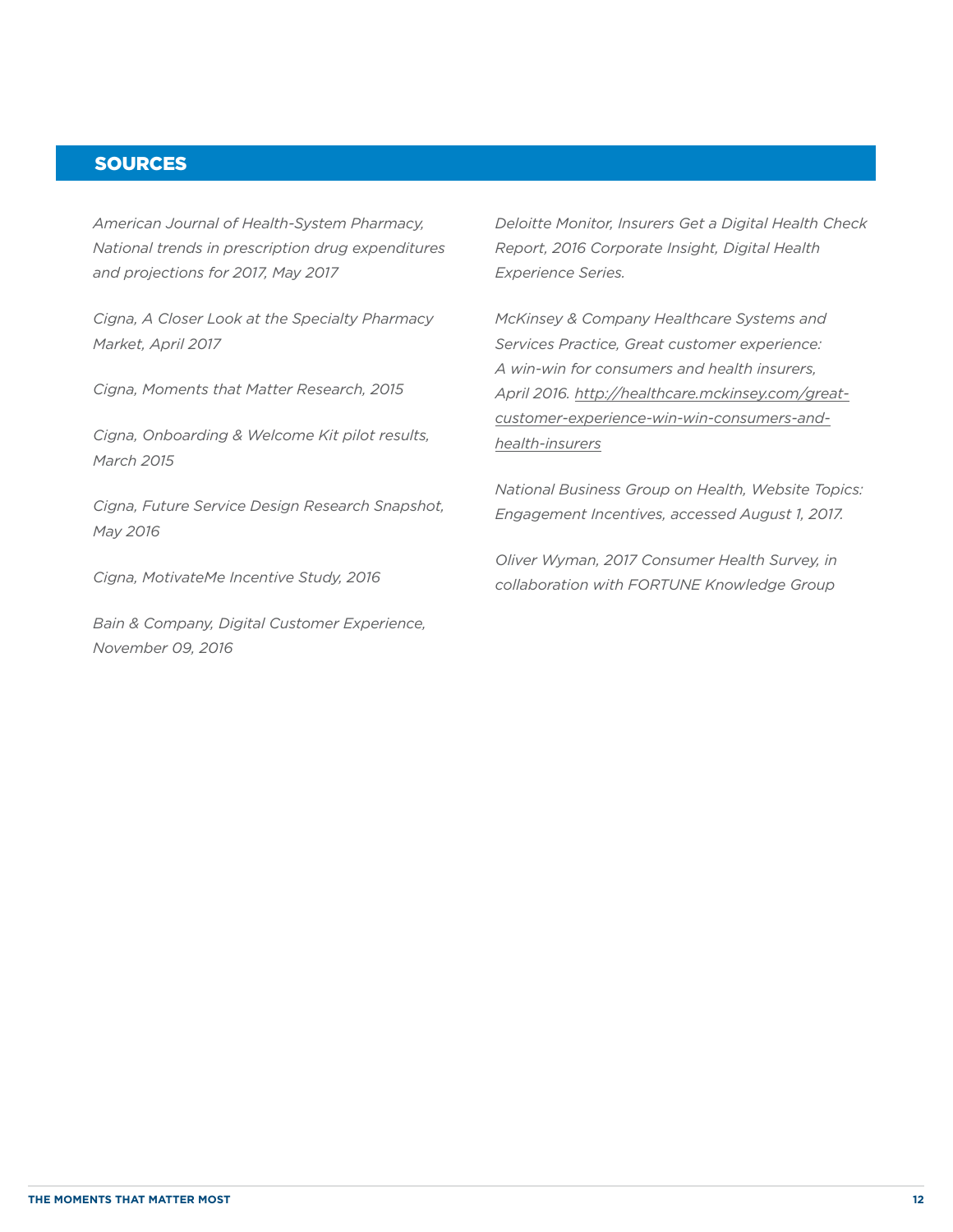## SOURCES

*American Journal of Health-System Pharmacy, National trends in prescription drug expenditures and projections for 2017, May 2017*

*Cigna, A Closer Look at the Specialty Pharmacy Market, April 2017*

*Cigna, Moments that Matter Research, 2015*

*Cigna, Onboarding & Welcome Kit pilot results, March 2015*

*Cigna, Future Service Design Research Snapshot, May 2016*

*Cigna, MotivateMe Incentive Study, 2016*

*Bain & Company, Digital Customer Experience, November 09, 2016*

*Deloitte Monitor, Insurers Get a Digital Health Check Report, 2016 Corporate Insight, Digital Health Experience Series.*

*McKinsey & Company Healthcare Systems and Services Practice, Great customer experience: A win-win for consumers and health insurers, April 2016. http://healthcare.mckinsey.com/great-customer-experience-win-win-consumers-and-health-insurers*

*National Business Group on Health, Website Topics: Engagement Incentives, accessed August 1, 2017.*

*Oliver Wyman, 2017 Consumer Health Survey, in collaboration with FORTUNE Knowledge Group*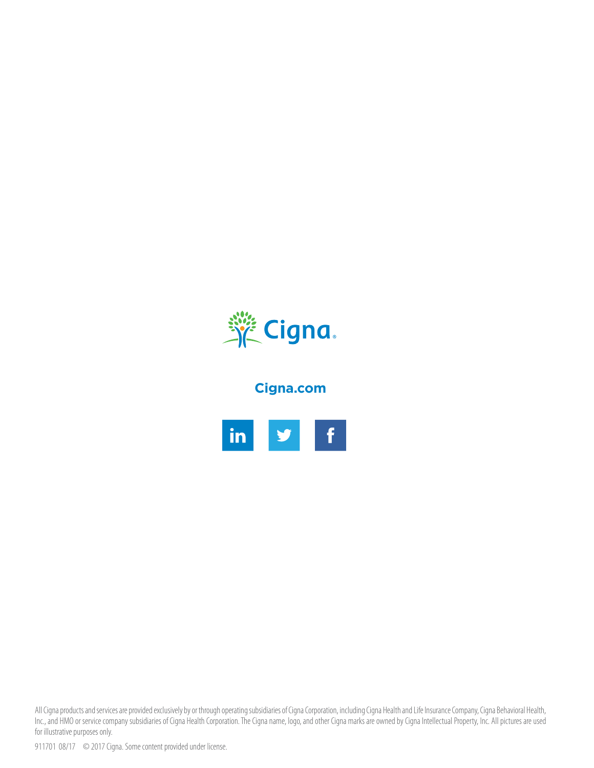Cigna

**Cigna.com**

All Cigna products and services are provided exclusively by or through operating subsidiaries of Cigna Corporation, including Cigna Health and Life Insurance Company, Cigna Behavioral Health, Inc., and HMO or service company subsidiaries of Cigna Health Corporation. The Cigna name, logo, and other Cigna marks are owned by Cigna Intellectual Property, Inc. All pictures are used for illustrative purposes only.

911701 08/17 © 2017 Cigna. Some content provided under license.